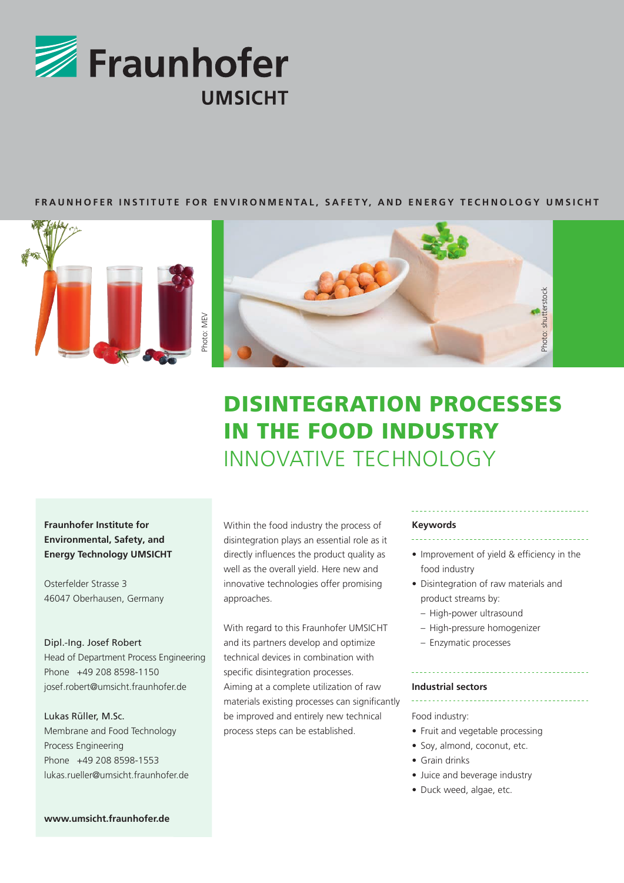Fraunhofer UMSICHT

FRAUNHOFER INSTITUTE FOR ENVIRONMENTAL, SAFETY, AND ENERGY TECHNOLOGY UMSICHT

Photo: MEV

Photo: shutterstock

# DISINTEGRATION PROCESSES IN THE FOOD INDUSTRY

## INNOVATIVE TECHNOLOGY

**Fraunhofer Institute for Environmental, Safety, and Energy Technology UMSICHT**

Osterfelder Strasse 3
46047 Oberhausen, Germany

Dipl.-Ing. Josef Robert
Head of Department Process Engineering
Phone +49 208 8598-1150
josef.robert@umsicht.fraunhofer.de

Lukas Rüller, M.Sc.
Membrane and Food Technology
Process Engineering
Phone +49 208 8598-1553
lukas.rueller@umsicht.fraunhofer.de

**www.umsicht.fraunhofer.de**

Within the food industry the process of disintegration plays an essential role as it directly influences the product quality as well as the overall yield. Here new and innovative technologies offer promising approaches.

With regard to this Fraunhofer UMSICHT and its partners develop and optimize technical devices in combination with specific disintegration processes. Aiming at a complete utilization of raw materials existing processes can significantly be improved and entirely new technical process steps can be established.

**Keywords**

- Improvement of yield & efficiency in the food industry
- Disintegration of raw materials and product streams by:
  - High-power ultrasound
  - High-pressure homogenizer
  - Enzymatic processes

**Industrial sectors**

Food industry:

- Fruit and vegetable processing
- Soy, almond, coconut, etc.
- Grain drinks
- Juice and beverage industry
- Duck weed, algae, etc.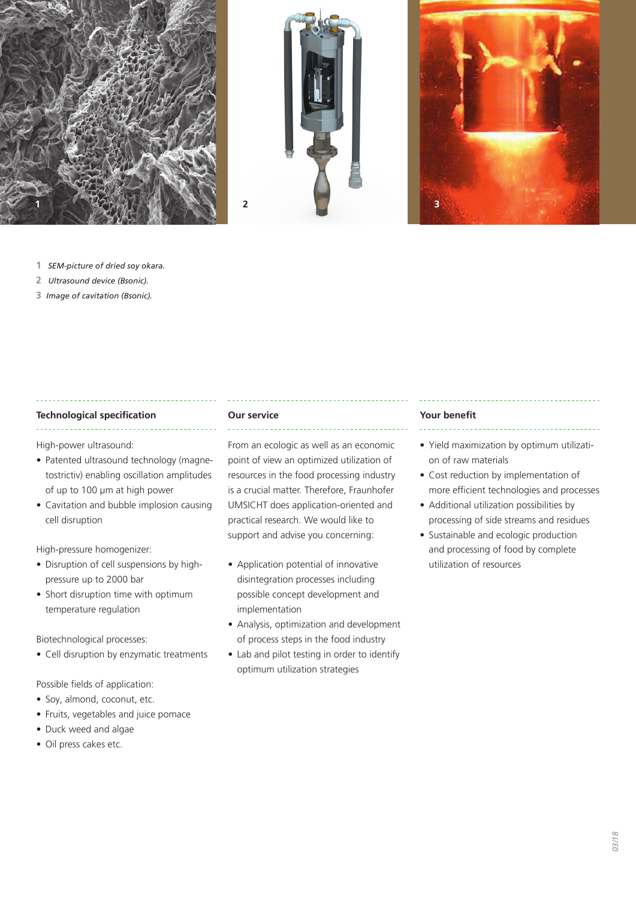1 *SEM-picture of dried soy okara.*
2 *Ultrasound device (Bsonic).*
3 *Image of cavitation (Bsonic).*

### Technological specification

High-power ultrasound:

- Patented ultrasound technology (magnetostrictiv) enabling oscillation amplitudes of up to 100 µm at high power
- Cavitation and bubble implosion causing cell disruption

High-pressure homogenizer:

- Disruption of cell suspensions by high-pressure up to 2000 bar
- Short disruption time with optimum temperature regulation

Biotechnological processes:

- Cell disruption by enzymatic treatments

Possible fields of application:

- Soy, almond, coconut, etc.
- Fruits, vegetables and juice pomace
- Duck weed and algae
- Oil press cakes etc.

### Our service

From an ecologic as well as an economic point of view an optimized utilization of resources in the food processing industry is a crucial matter. Therefore, Fraunhofer UMSICHT does application-oriented and practical research. We would like to support and advise you concerning:

- Application potential of innovative disintegration processes including possible concept development and implementation
- Analysis, optimization and development of process steps in the food industry
- Lab and pilot testing in order to identify optimum utilization strategies

### Your benefit

- Yield maximization by optimum utilization of raw materials
- Cost reduction by implementation of more efficient technologies and processes
- Additional utilization possibilities by processing of side streams and residues
- Sustainable and ecologic production and processing of food by complete utilization of resources

03/18